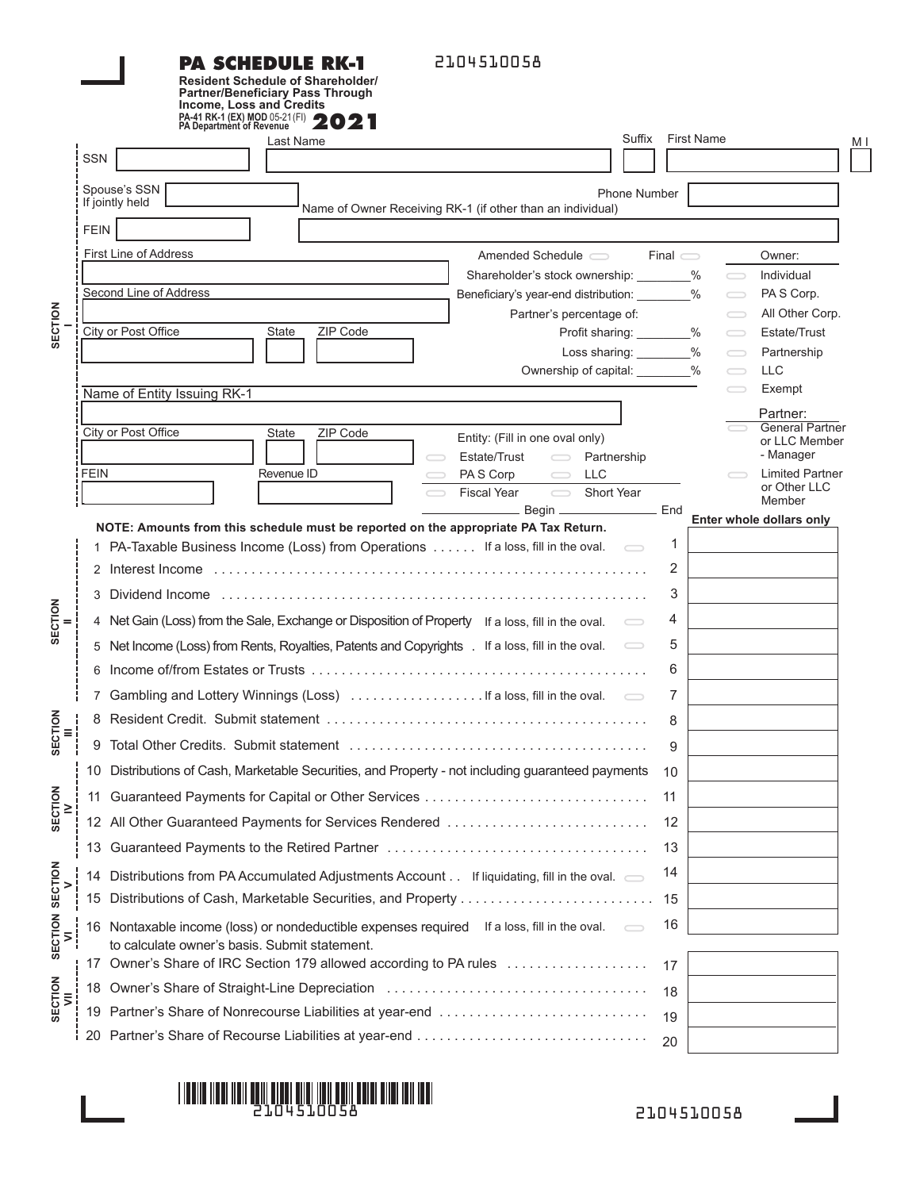# PA SCHEDULE RK-1

2104510058

**Resident Schedule of Shareholder/ Partner/Beneficiary Pass Through Income, Loss and Credits**

**PA-41 RK-1 (EX) MOD** 05-21 (FI)
**PA Department of Revenue**

# 2021

## SECTION I

| SSN | Last Name | Suffix | First Name | MI |
|---|---|---|---|---|
| | | | | |

Spouse's SSN If jointly held: ____

Phone Number: ____

Name of Owner Receiving RK-1 (if other than an individual): ____

FEIN: ____

First Line of Address: ____

Second Line of Address: ____

City or Post Office: ____ State: ____ ZIP Code: ____

Amended Schedule ◯ Final ◯

Shareholder's stock ownership: ________%

Beneficiary's year-end distribution: ________%

Partner's percentage of:

- Profit sharing: ________%
- Loss sharing: ________%
- Ownership of capital: ________%

Owner:

- ◯ Individual
- ◯ PA S Corp.
- ◯ All Other Corp.
- ◯ Estate/Trust
- ◯ Partnership
- ◯ LLC
- ◯ Exempt

Partner:

- ◯ General Partner or LLC Member - Manager
- ◯ Limited Partner or Other LLC Member

Name of Entity Issuing RK-1: ____

City or Post Office: ____ State: ____ ZIP Code: ____

FEIN: ____ Revenue ID: ____

Entity: (Fill in one oval only)

- ◯ Estate/Trust ◯ Partnership
- ◯ PA S Corp ◯ LLC
- ◯ Fiscal Year ◯ Short Year

________ Begin ________ End

**NOTE: Amounts from this schedule must be reported on the appropriate PA Tax Return.**

**Enter whole dollars only**

| Section | Line | Description | | Amount |
|---|---|---|---|---|
| SECTION II | 1 | PA-Taxable Business Income (Loss) from Operations | If a loss, fill in the oval. ◯ | |
| | 2 | Interest Income | | |
| | 3 | Dividend Income | | |
| | 4 | Net Gain (Loss) from the Sale, Exchange or Disposition of Property | If a loss, fill in the oval. ◯ | |
| | 5 | Net Income (Loss) from Rents, Royalties, Patents and Copyrights | If a loss, fill in the oval. ◯ | |
| | 6 | Income of/from Estates or Trusts | | |
| | 7 | Gambling and Lottery Winnings (Loss) | If a loss, fill in the oval. ◯ | |
| SECTION III | 8 | Resident Credit. Submit statement | | |
| | 9 | Total Other Credits. Submit statement | | |
| SECTION IV | 10 | Distributions of Cash, Marketable Securities, and Property - not including guaranteed payments | | |
| | 11 | Guaranteed Payments for Capital or Other Services | | |
| | 12 | All Other Guaranteed Payments for Services Rendered | | |
| | 13 | Guaranteed Payments to the Retired Partner | | |
| SECTION V | 14 | Distributions from PA Accumulated Adjustments Account | If liquidating, fill in the oval. ◯ | |
| | 15 | Distributions of Cash, Marketable Securities, and Property | | |
| SECTION VI | 16 | Nontaxable income (loss) or nondeductible expenses required to calculate owner's basis. Submit statement. | If a loss, fill in the oval. ◯ | |
| SECTION VII | 17 | Owner's Share of IRC Section 179 allowed according to PA rules | | |
| | 18 | Owner's Share of Straight-Line Depreciation | | |
| | 19 | Partner's Share of Nonrecourse Liabilities at year-end | | |
| | 20 | Partner's Share of Recourse Liabilities at year-end | | |

2104510058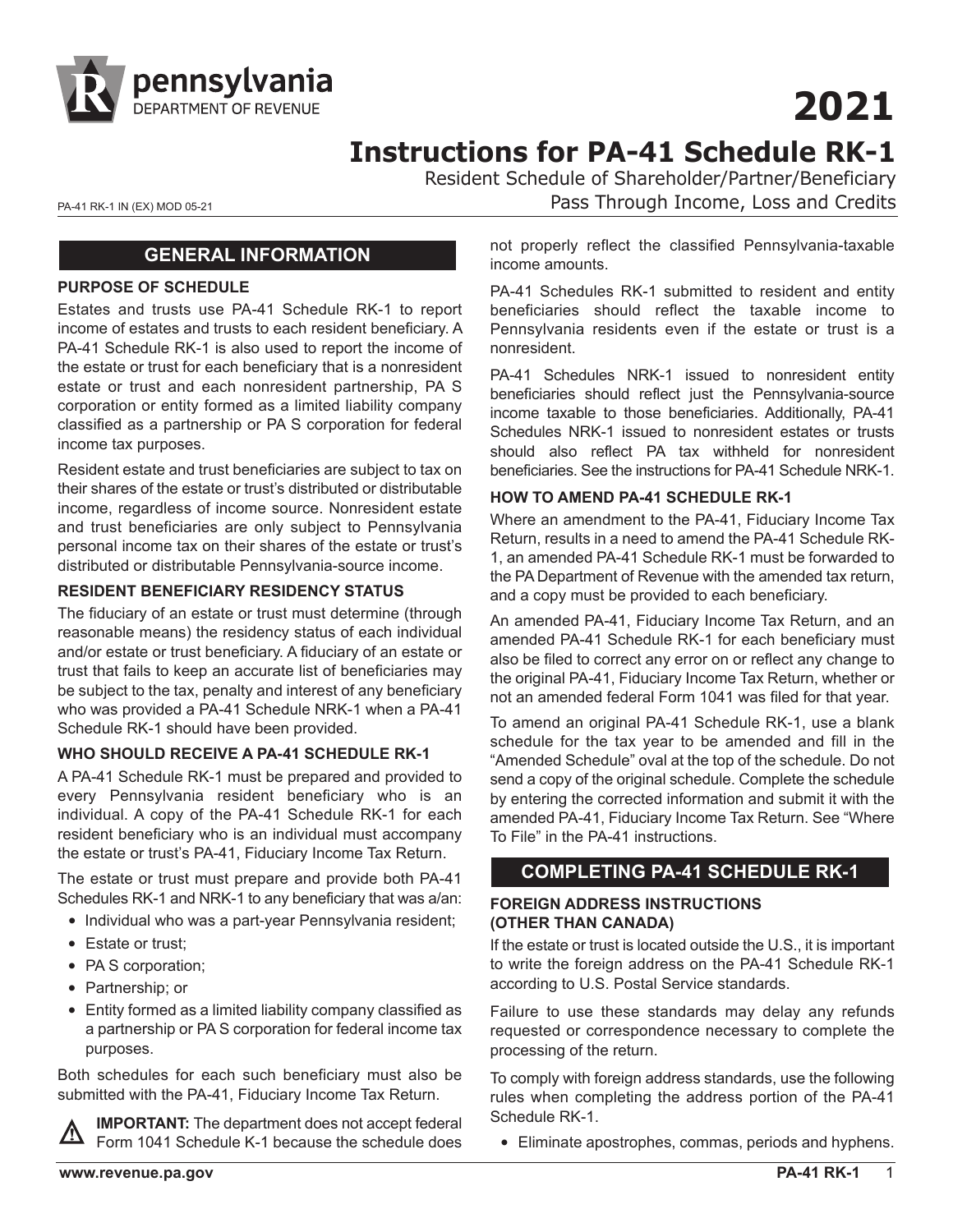# 2021

# Instructions for PA-41 Schedule RK-1

Resident Schedule of Shareholder/Partner/Beneficiary
Pass Through Income, Loss and Credits

PA-41 RK-1 IN (EX) MOD 05-21

## GENERAL INFORMATION

### PURPOSE OF SCHEDULE

Estates and trusts use PA-41 Schedule RK-1 to report income of estates and trusts to each resident beneficiary. A PA-41 Schedule RK-1 is also used to report the income of the estate or trust for each beneficiary that is a nonresident estate or trust and each nonresident partnership, PA S corporation or entity formed as a limited liability company classified as a partnership or PA S corporation for federal income tax purposes.

Resident estate and trust beneficiaries are subject to tax on their shares of the estate or trust's distributed or distributable income, regardless of income source. Nonresident estate and trust beneficiaries are only subject to Pennsylvania personal income tax on their shares of the estate or trust's distributed or distributable Pennsylvania-source income.

### RESIDENT BENEFICIARY RESIDENCY STATUS

The fiduciary of an estate or trust must determine (through reasonable means) the residency status of each individual and/or estate or trust beneficiary. A fiduciary of an estate or trust that fails to keep an accurate list of beneficiaries may be subject to the tax, penalty and interest of any beneficiary who was provided a PA-41 Schedule NRK-1 when a PA-41 Schedule RK-1 should have been provided.

### WHO SHOULD RECEIVE A PA-41 SCHEDULE RK-1

A PA-41 Schedule RK-1 must be prepared and provided to every Pennsylvania resident beneficiary who is an individual. A copy of the PA-41 Schedule RK-1 for each resident beneficiary who is an individual must accompany the estate or trust's PA-41, Fiduciary Income Tax Return.

The estate or trust must prepare and provide both PA-41 Schedules RK-1 and NRK-1 to any beneficiary that was a/an:

- Individual who was a part-year Pennsylvania resident;
- Estate or trust;
- PA S corporation;
- Partnership; or
- Entity formed as a limited liability company classified as a partnership or PA S corporation for federal income tax purposes.

Both schedules for each such beneficiary must also be submitted with the PA-41, Fiduciary Income Tax Return.

**IMPORTANT:** The department does not accept federal Form 1041 Schedule K-1 because the schedule does not properly reflect the classified Pennsylvania-taxable income amounts.

PA-41 Schedules RK-1 submitted to resident and entity beneficiaries should reflect the taxable income to Pennsylvania residents even if the estate or trust is a nonresident.

PA-41 Schedules NRK-1 issued to nonresident entity beneficiaries should reflect just the Pennsylvania-source income taxable to those beneficiaries. Additionally, PA-41 Schedules NRK-1 issued to nonresident estates or trusts should also reflect PA tax withheld for nonresident beneficiaries. See the instructions for PA-41 Schedule NRK-1.

### HOW TO AMEND PA-41 SCHEDULE RK-1

Where an amendment to the PA-41, Fiduciary Income Tax Return, results in a need to amend the PA-41 Schedule RK-1, an amended PA-41 Schedule RK-1 must be forwarded to the PA Department of Revenue with the amended tax return, and a copy must be provided to each beneficiary.

An amended PA-41, Fiduciary Income Tax Return, and an amended PA-41 Schedule RK-1 for each beneficiary must also be filed to correct any error on or reflect any change to the original PA-41, Fiduciary Income Tax Return, whether or not an amended federal Form 1041 was filed for that year.

To amend an original PA-41 Schedule RK-1, use a blank schedule for the tax year to be amended and fill in the "Amended Schedule" oval at the top of the schedule. Do not send a copy of the original schedule. Complete the schedule by entering the corrected information and submit it with the amended PA-41, Fiduciary Income Tax Return. See "Where To File" in the PA-41 instructions.

## COMPLETING PA-41 SCHEDULE RK-1

### FOREIGN ADDRESS INSTRUCTIONS (OTHER THAN CANADA)

If the estate or trust is located outside the U.S., it is important to write the foreign address on the PA-41 Schedule RK-1 according to U.S. Postal Service standards.

Failure to use these standards may delay any refunds requested or correspondence necessary to complete the processing of the return.

To comply with foreign address standards, use the following rules when completing the address portion of the PA-41 Schedule RK-1.

- Eliminate apostrophes, commas, periods and hyphens.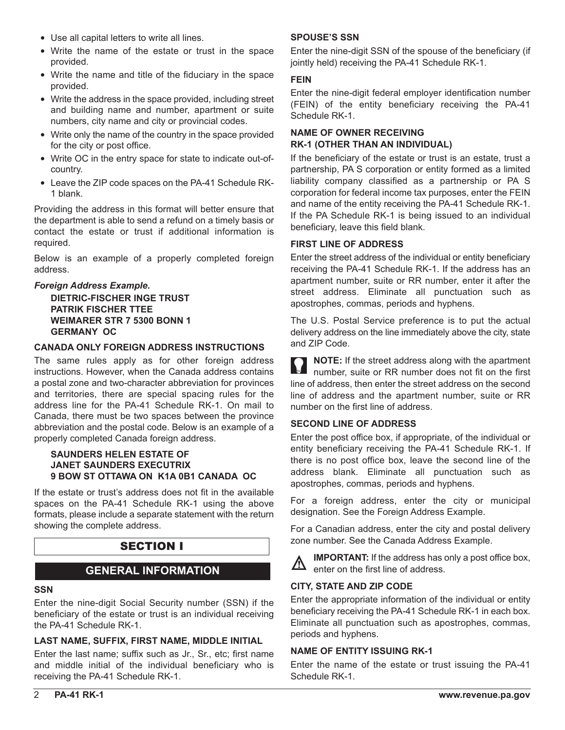- Use all capital letters to write all lines.
- Write the name of the estate or trust in the space provided.
- Write the name and title of the fiduciary in the space provided.
- Write the address in the space provided, including street and building name and number, apartment or suite numbers, city name and city or provincial codes.
- Write only the name of the country in the space provided for the city or post office.
- Write OC in the entry space for state to indicate out-of-country.
- Leave the ZIP code spaces on the PA-41 Schedule RK-1 blank.

Providing the address in this format will better ensure that the department is able to send a refund on a timely basis or contact the estate or trust if additional information is required.

Below is an example of a properly completed foreign address.

***Foreign Address Example.***

**DIETRIC-FISCHER INGE TRUST**
**PATRIK FISCHER TTEE**
**WEIMARER STR 7 5300 BONN 1**
**GERMANY OC**

### CANADA ONLY FOREIGN ADDRESS INSTRUCTIONS

The same rules apply as for other foreign address instructions. However, when the Canada address contains a postal zone and two-character abbreviation for provinces and territories, there are special spacing rules for the address line for the PA-41 Schedule RK-1. On mail to Canada, there must be two spaces between the province abbreviation and the postal code. Below is an example of a properly completed Canada foreign address.

**SAUNDERS HELEN ESTATE OF**
**JANET SAUNDERS EXECUTRIX**
**9 BOW ST OTTAWA ON  K1A 0B1 CANADA  OC**

If the estate or trust's address does not fit in the available spaces on the PA-41 Schedule RK-1 using the above formats, please include a separate statement with the return showing the complete address.

# SECTION I

## GENERAL INFORMATION

### SSN

Enter the nine-digit Social Security number (SSN) if the beneficiary of the estate or trust is an individual receiving the PA-41 Schedule RK-1.

### LAST NAME, SUFFIX, FIRST NAME, MIDDLE INITIAL

Enter the last name; suffix such as Jr., Sr., etc; first name and middle initial of the individual beneficiary who is receiving the PA-41 Schedule RK-1.

### SPOUSE'S SSN

Enter the nine-digit SSN of the spouse of the beneficiary (if jointly held) receiving the PA-41 Schedule RK-1.

### FEIN

Enter the nine-digit federal employer identification number (FEIN) of the entity beneficiary receiving the PA-41 Schedule RK-1.

### NAME OF OWNER RECEIVING RK-1 (OTHER THAN AN INDIVIDUAL)

If the beneficiary of the estate or trust is an estate, trust a partnership, PA S corporation or entity formed as a limited liability company classified as a partnership or PA S corporation for federal income tax purposes, enter the FEIN and name of the entity receiving the PA-41 Schedule RK-1. If the PA Schedule RK-1 is being issued to an individual beneficiary, leave this field blank.

### FIRST LINE OF ADDRESS

Enter the street address of the individual or entity beneficiary receiving the PA-41 Schedule RK-1. If the address has an apartment number, suite or RR number, enter it after the street address. Eliminate all punctuation such as apostrophes, commas, periods and hyphens.

The U.S. Postal Service preference is to put the actual delivery address on the line immediately above the city, state and ZIP Code.

**NOTE:** If the street address along with the apartment number, suite or RR number does not fit on the first line of address, then enter the street address on the second line of address and the apartment number, suite or RR number on the first line of address.

### SECOND LINE OF ADDRESS

Enter the post office box, if appropriate, of the individual or entity beneficiary receiving the PA-41 Schedule RK-1. If there is no post office box, leave the second line of the address blank. Eliminate all punctuation such as apostrophes, commas, periods and hyphens.

For a foreign address, enter the city or municipal designation. See the Foreign Address Example.

For a Canadian address, enter the city and postal delivery zone number. See the Canada Address Example.

**IMPORTANT:** If the address has only a post office box, enter on the first line of address.

### CITY, STATE AND ZIP CODE

Enter the appropriate information of the individual or entity beneficiary receiving the PA-41 Schedule RK-1 in each box. Eliminate all punctuation such as apostrophes, commas, periods and hyphens.

### NAME OF ENTITY ISSUING RK-1

Enter the name of the estate or trust issuing the PA-41 Schedule RK-1.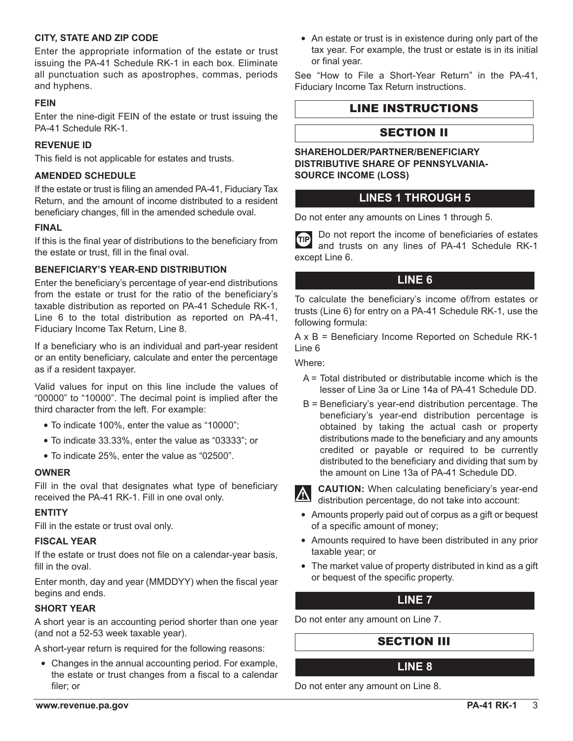### CITY, STATE AND ZIP CODE

Enter the appropriate information of the estate or trust issuing the PA-41 Schedule RK-1 in each box. Eliminate all punctuation such as apostrophes, commas, periods and hyphens.

### FEIN

Enter the nine-digit FEIN of the estate or trust issuing the PA-41 Schedule RK-1.

### REVENUE ID

This field is not applicable for estates and trusts.

### AMENDED SCHEDULE

If the estate or trust is filing an amended PA-41, Fiduciary Tax Return, and the amount of income distributed to a resident beneficiary changes, fill in the amended schedule oval.

### FINAL

If this is the final year of distributions to the beneficiary from the estate or trust, fill in the final oval.

### BENEFICIARY'S YEAR-END DISTRIBUTION

Enter the beneficiary's percentage of year-end distributions from the estate or trust for the ratio of the beneficiary's taxable distribution as reported on PA-41 Schedule RK-1, Line 6 to the total distribution as reported on PA-41, Fiduciary Income Tax Return, Line 8.

If a beneficiary who is an individual and part-year resident or an entity beneficiary, calculate and enter the percentage as if a resident taxpayer.

Valid values for input on this line include the values of "00000" to "10000". The decimal point is implied after the third character from the left. For example:

- To indicate 100%, enter the value as "10000";
- To indicate 33.33%, enter the value as "03333"; or
- To indicate 25%, enter the value as "02500".

### OWNER

Fill in the oval that designates what type of beneficiary received the PA-41 RK-1. Fill in one oval only.

### ENTITY

Fill in the estate or trust oval only.

### FISCAL YEAR

If the estate or trust does not file on a calendar-year basis, fill in the oval.

Enter month, day and year (MMDDYY) when the fiscal year begins and ends.

### SHORT YEAR

A short year is an accounting period shorter than one year (and not a 52-53 week taxable year).

A short-year return is required for the following reasons:

- Changes in the annual accounting period. For example, the estate or trust changes from a fiscal to a calendar filer; or
- An estate or trust is in existence during only part of the tax year. For example, the trust or estate is in its initial or final year.

See "How to File a Short-Year Return" in the PA-41, Fiduciary Income Tax Return instructions.

# LINE INSTRUCTIONS

## SECTION II

**SHAREHOLDER/PARTNER/BENEFICIARY DISTRIBUTIVE SHARE OF PENNSYLVANIA-SOURCE INCOME (LOSS)**

### LINES 1 THROUGH 5

Do not enter any amounts on Lines 1 through 5.

**TIP** Do not report the income of beneficiaries of estates and trusts on any lines of PA-41 Schedule RK-1 except Line 6.

### LINE 6

To calculate the beneficiary's income of/from estates or trusts (Line 6) for entry on a PA-41 Schedule RK-1, use the following formula:

A x B = Beneficiary Income Reported on Schedule RK-1 Line 6

Where:

A = Total distributed or distributable income which is the lesser of Line 3a or Line 14a of PA-41 Schedule DD.

B = Beneficiary's year-end distribution percentage. The beneficiary's year-end distribution percentage is obtained by taking the actual cash or property distributions made to the beneficiary and any amounts credited or payable or required to be currently distributed to the beneficiary and dividing that sum by the amount on Line 13a of PA-41 Schedule DD.

**CAUTION:** When calculating beneficiary's year-end distribution percentage, do not take into account:

- Amounts properly paid out of corpus as a gift or bequest of a specific amount of money;
- Amounts required to have been distributed in any prior taxable year; or
- The market value of property distributed in kind as a gift or bequest of the specific property.

### LINE 7

Do not enter any amount on Line 7.

## SECTION III

### LINE 8

Do not enter any amount on Line 8.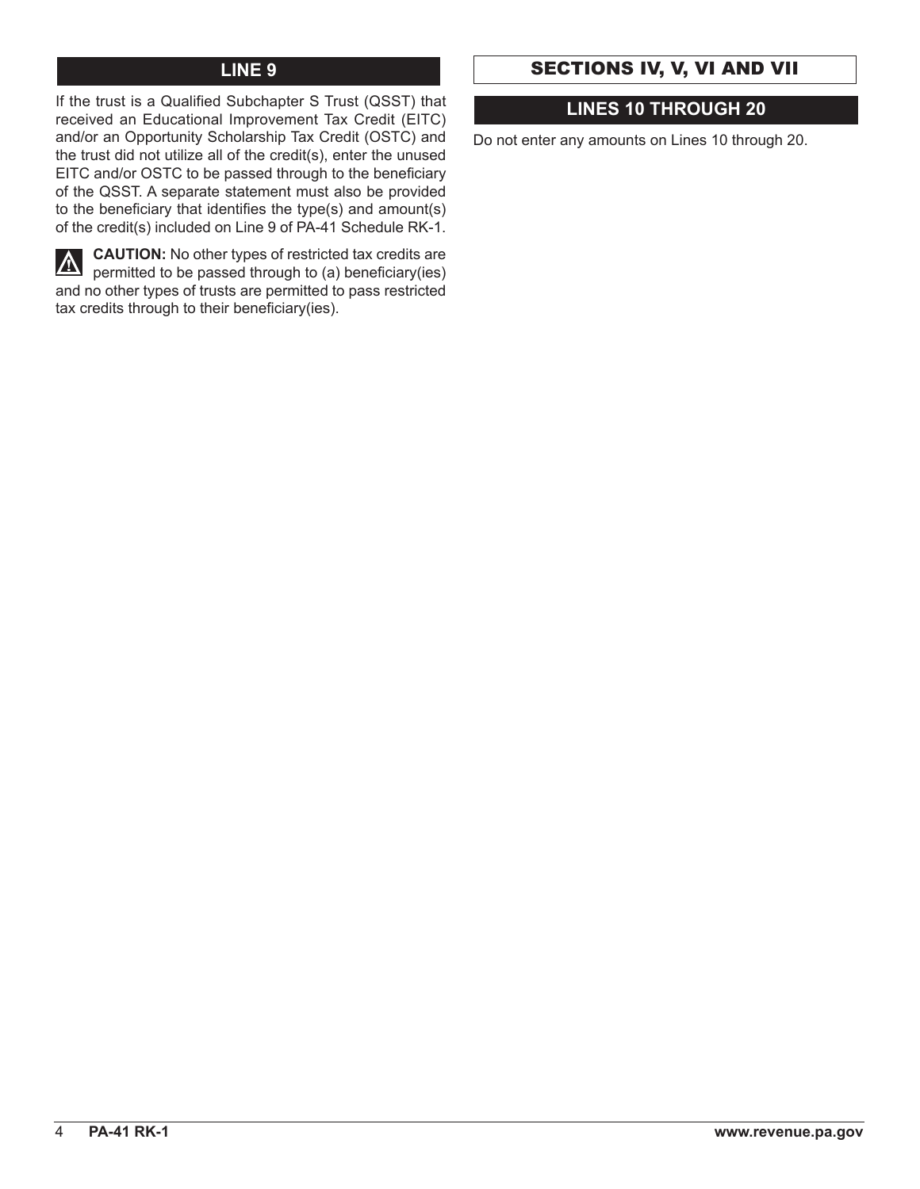## LINE 9

If the trust is a Qualified Subchapter S Trust (QSST) that received an Educational Improvement Tax Credit (EITC) and/or an Opportunity Scholarship Tax Credit (OSTC) and the trust did not utilize all of the credit(s), enter the unused EITC and/or OSTC to be passed through to the beneficiary of the QSST. A separate statement must also be provided to the beneficiary that identifies the type(s) and amount(s) of the credit(s) included on Line 9 of PA-41 Schedule RK-1.

**CAUTION:** No other types of restricted tax credits are permitted to be passed through to (a) beneficiary(ies) and no other types of trusts are permitted to pass restricted tax credits through to their beneficiary(ies).

# SECTIONS IV, V, VI AND VII

## LINES 10 THROUGH 20

Do not enter any amounts on Lines 10 through 20.